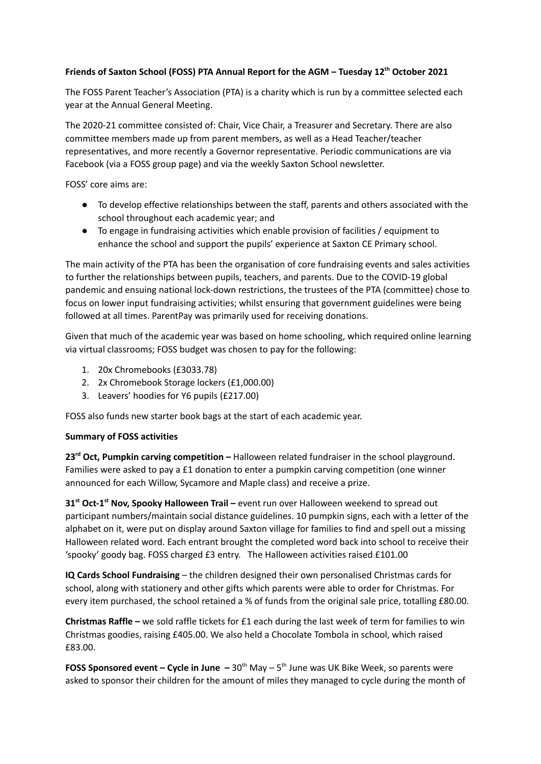**Friends of Saxton School (FOSS) PTA Annual Report for the AGM – Tuesday 12th October 2021**

The FOSS Parent Teacher's Association (PTA) is a charity which is run by a committee selected each year at the Annual General Meeting.

The 2020-21 committee consisted of: Chair, Vice Chair, a Treasurer and Secretary. There are also committee members made up from parent members, as well as a Head Teacher/teacher representatives, and more recently a Governor representative. Periodic communications are via Facebook (via a FOSS group page) and via the weekly Saxton School newsletter.

FOSS' core aims are:

- To develop effective relationships between the staff, parents and others associated with the school throughout each academic year; and
- To engage in fundraising activities which enable provision of facilities / equipment to enhance the school and support the pupils' experience at Saxton CE Primary school.

The main activity of the PTA has been the organisation of core fundraising events and sales activities to further the relationships between pupils, teachers, and parents. Due to the COVID-19 global pandemic and ensuing national lock-down restrictions, the trustees of the PTA (committee) chose to focus on lower input fundraising activities; whilst ensuring that government guidelines were being followed at all times. ParentPay was primarily used for receiving donations.

Given that much of the academic year was based on home schooling, which required online learning via virtual classrooms; FOSS budget was chosen to pay for the following:

1. 20x Chromebooks (£3033.78)
2. 2x Chromebook Storage lockers (£1,000.00)
3. Leavers' hoodies for Y6 pupils (£217.00)

FOSS also funds new starter book bags at the start of each academic year.

**Summary of FOSS activities**

**23rd Oct, Pumpkin carving competition –** Halloween related fundraiser in the school playground. Families were asked to pay a £1 donation to enter a pumpkin carving competition (one winner announced for each Willow, Sycamore and Maple class) and receive a prize.

**31st Oct-1st Nov, Spooky Halloween Trail –** event run over Halloween weekend to spread out participant numbers/maintain social distance guidelines. 10 pumpkin signs, each with a letter of the alphabet on it, were put on display around Saxton village for families to find and spell out a missing Halloween related word. Each entrant brought the completed word back into school to receive their 'spooky' goody bag. FOSS charged £3 entry. The Halloween activities raised £101.00

**IQ Cards School Fundraising** – the children designed their own personalised Christmas cards for school, along with stationery and other gifts which parents were able to order for Christmas. For every item purchased, the school retained a % of funds from the original sale price, totalling £80.00.

**Christmas Raffle –** we sold raffle tickets for £1 each during the last week of term for families to win Christmas goodies, raising £405.00. We also held a Chocolate Tombola in school, which raised £83.00.

**FOSS Sponsored event – Cycle in June –** 30th May – 5th June was UK Bike Week, so parents were asked to sponsor their children for the amount of miles they managed to cycle during the month of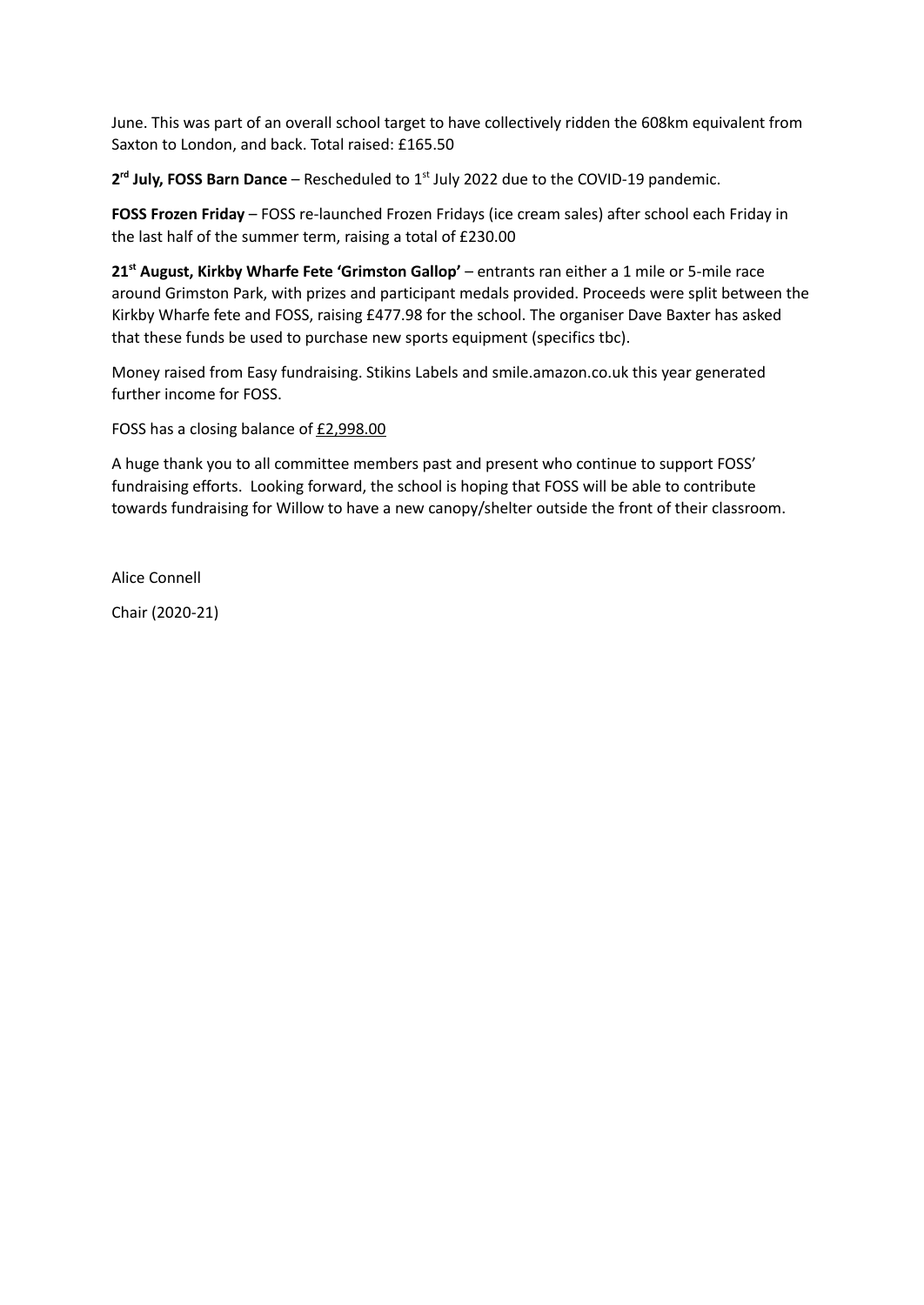June. This was part of an overall school target to have collectively ridden the 608km equivalent from Saxton to London, and back. Total raised: £165.50

**2nd July, FOSS Barn Dance** – Rescheduled to 1st July 2022 due to the COVID-19 pandemic.

**FOSS Frozen Friday** – FOSS re-launched Frozen Fridays (ice cream sales) after school each Friday in the last half of the summer term, raising a total of £230.00

**21st August, Kirkby Wharfe Fete 'Grimston Gallop'** – entrants ran either a 1 mile or 5-mile race around Grimston Park, with prizes and participant medals provided. Proceeds were split between the Kirkby Wharfe fete and FOSS, raising £477.98 for the school. The organiser Dave Baxter has asked that these funds be used to purchase new sports equipment (specifics tbc).

Money raised from Easy fundraising. Stikins Labels and smile.amazon.co.uk this year generated further income for FOSS.

FOSS has a closing balance of £2,998.00

A huge thank you to all committee members past and present who continue to support FOSS' fundraising efforts. Looking forward, the school is hoping that FOSS will be able to contribute towards fundraising for Willow to have a new canopy/shelter outside the front of their classroom.

Alice Connell

Chair (2020-21)